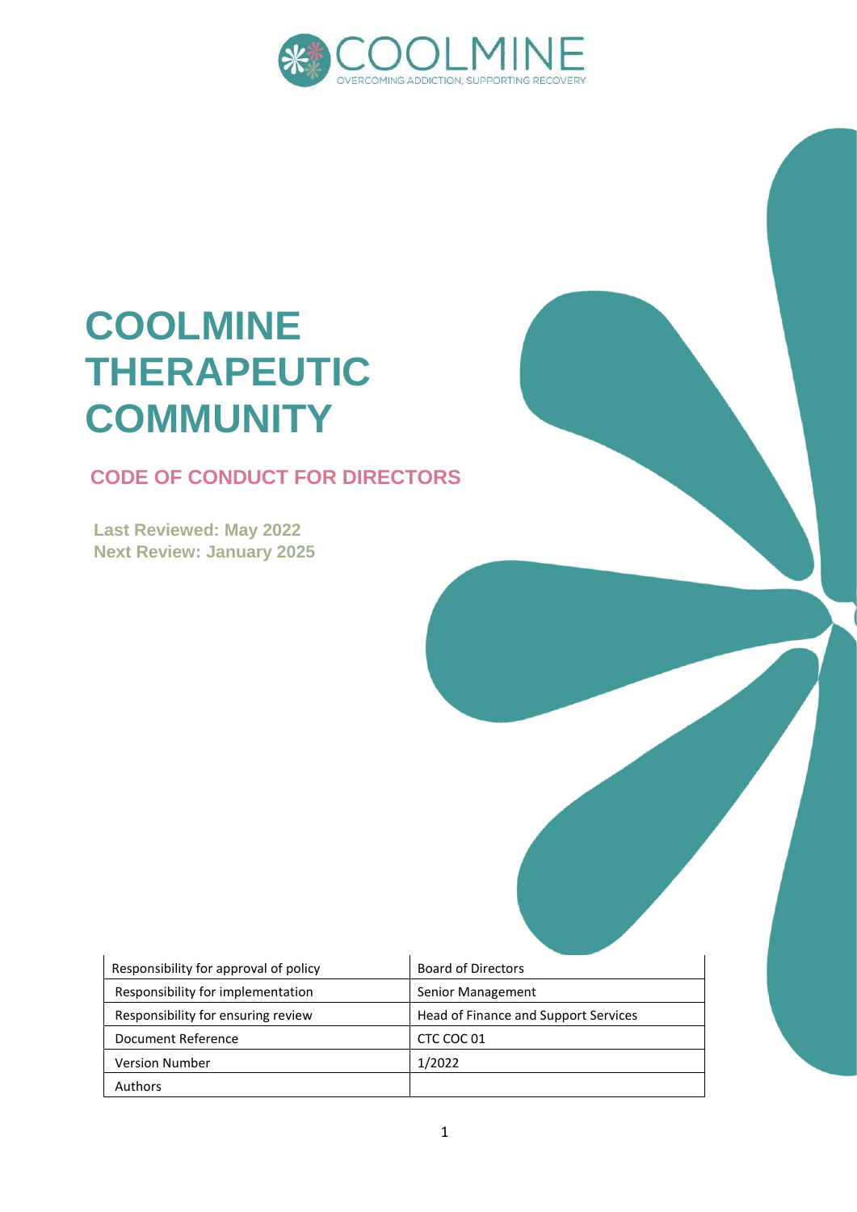COOLMINE
OVERCOMING ADDICTION, SUPPORTING RECOVERY

# COOLMINE THERAPEUTIC COMMUNITY

## CODE OF CONDUCT FOR DIRECTORS

**Last Reviewed: May 2022**
**Next Review: January 2025**

| | |
|---|---|
| Responsibility for approval of policy | Board of Directors |
| Responsibility for implementation | Senior Management |
| Responsibility for ensuring review | Head of Finance and Support Services |
| Document Reference | CTC COC 01 |
| Version Number | 1/2022 |
| Authors | |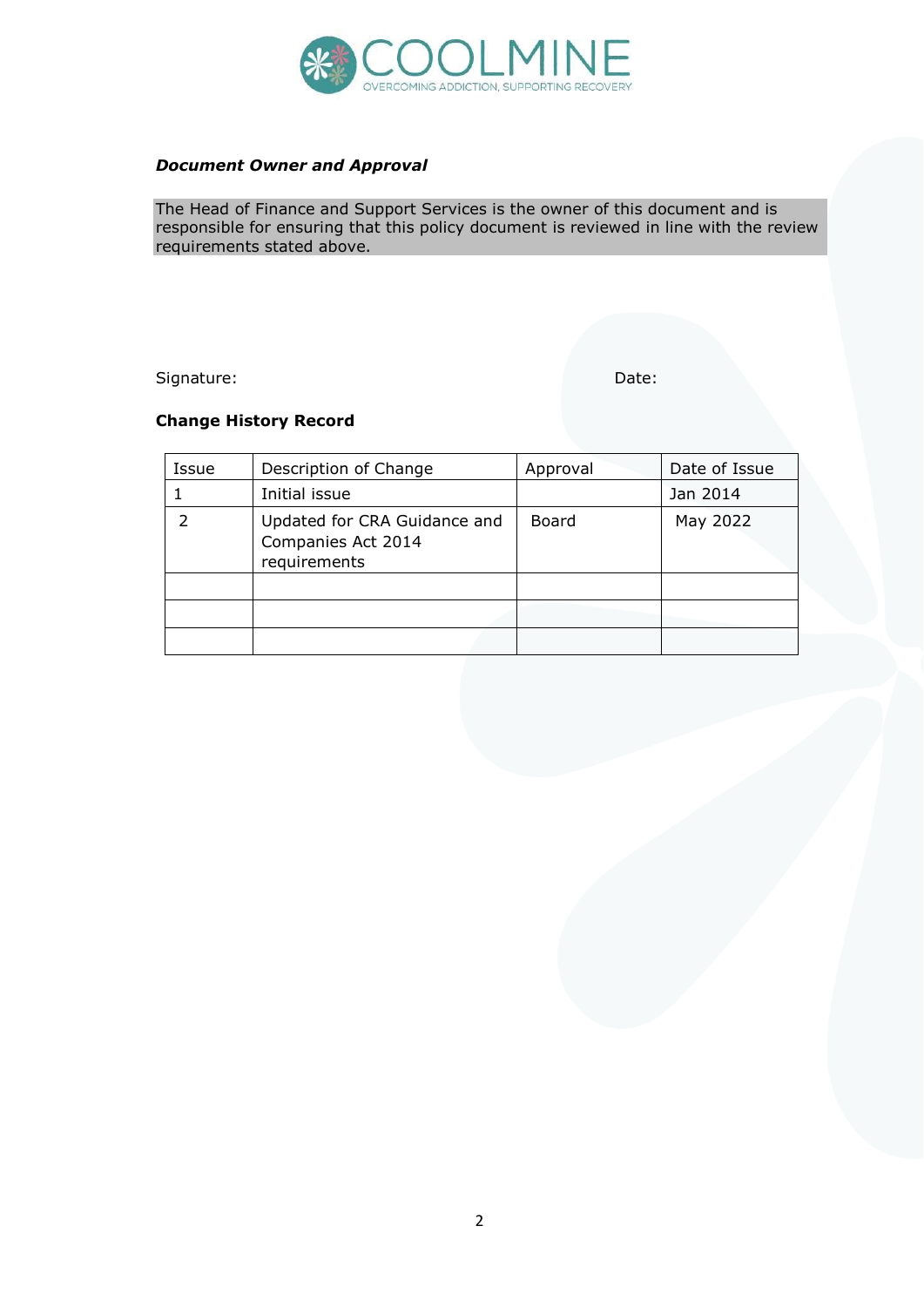***Document Owner and Approval***

The Head of Finance and Support Services is the owner of this document and is responsible for ensuring that this policy document is reviewed in line with the review requirements stated above.

Signature: Date:

**Change History Record**

| Issue | Description of Change | Approval | Date of Issue |
|---|---|---|---|
| 1 | Initial issue | | Jan 2014 |
| 2 | Updated for CRA Guidance and Companies Act 2014 requirements | Board | May 2022 |
| | | | |
| | | | |
| | | | |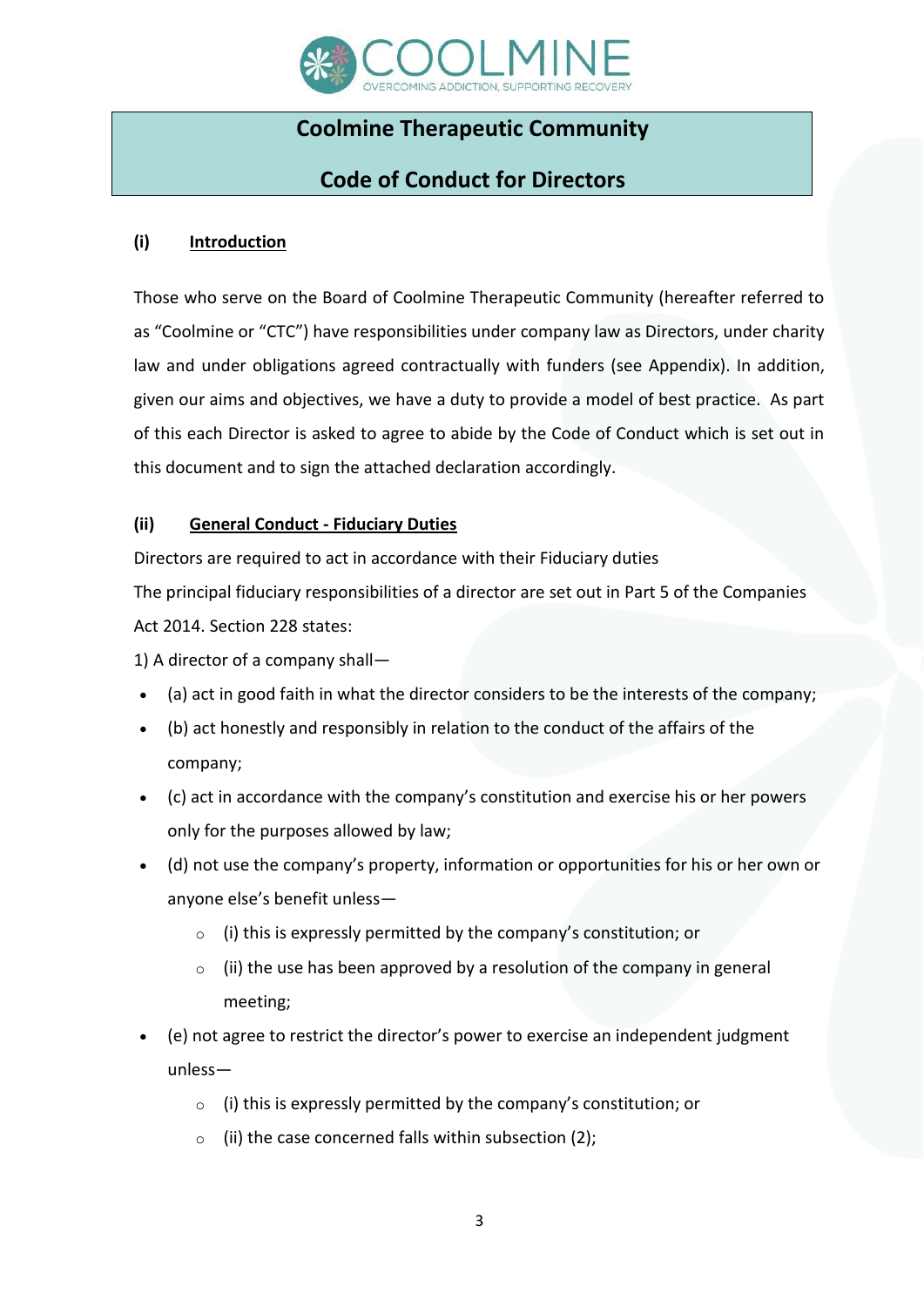# Coolmine Therapeutic Community

# Code of Conduct for Directors

## (i) Introduction

Those who serve on the Board of Coolmine Therapeutic Community (hereafter referred to as "Coolmine or "CTC") have responsibilities under company law as Directors, under charity law and under obligations agreed contractually with funders (see Appendix). In addition, given our aims and objectives, we have a duty to provide a model of best practice. As part of this each Director is asked to agree to abide by the Code of Conduct which is set out in this document and to sign the attached declaration accordingly.

## (ii) General Conduct - Fiduciary Duties

Directors are required to act in accordance with their Fiduciary duties

The principal fiduciary responsibilities of a director are set out in Part 5 of the Companies Act 2014. Section 228 states:

1) A director of a company shall—

- (a) act in good faith in what the director considers to be the interests of the company;
- (b) act honestly and responsibly in relation to the conduct of the affairs of the company;
- (c) act in accordance with the company's constitution and exercise his or her powers only for the purposes allowed by law;
- (d) not use the company's property, information or opportunities for his or her own or anyone else's benefit unless—
    - (i) this is expressly permitted by the company's constitution; or
    - (ii) the use has been approved by a resolution of the company in general meeting;
- (e) not agree to restrict the director's power to exercise an independent judgment unless—
    - (i) this is expressly permitted by the company's constitution; or
    - (ii) the case concerned falls within subsection (2);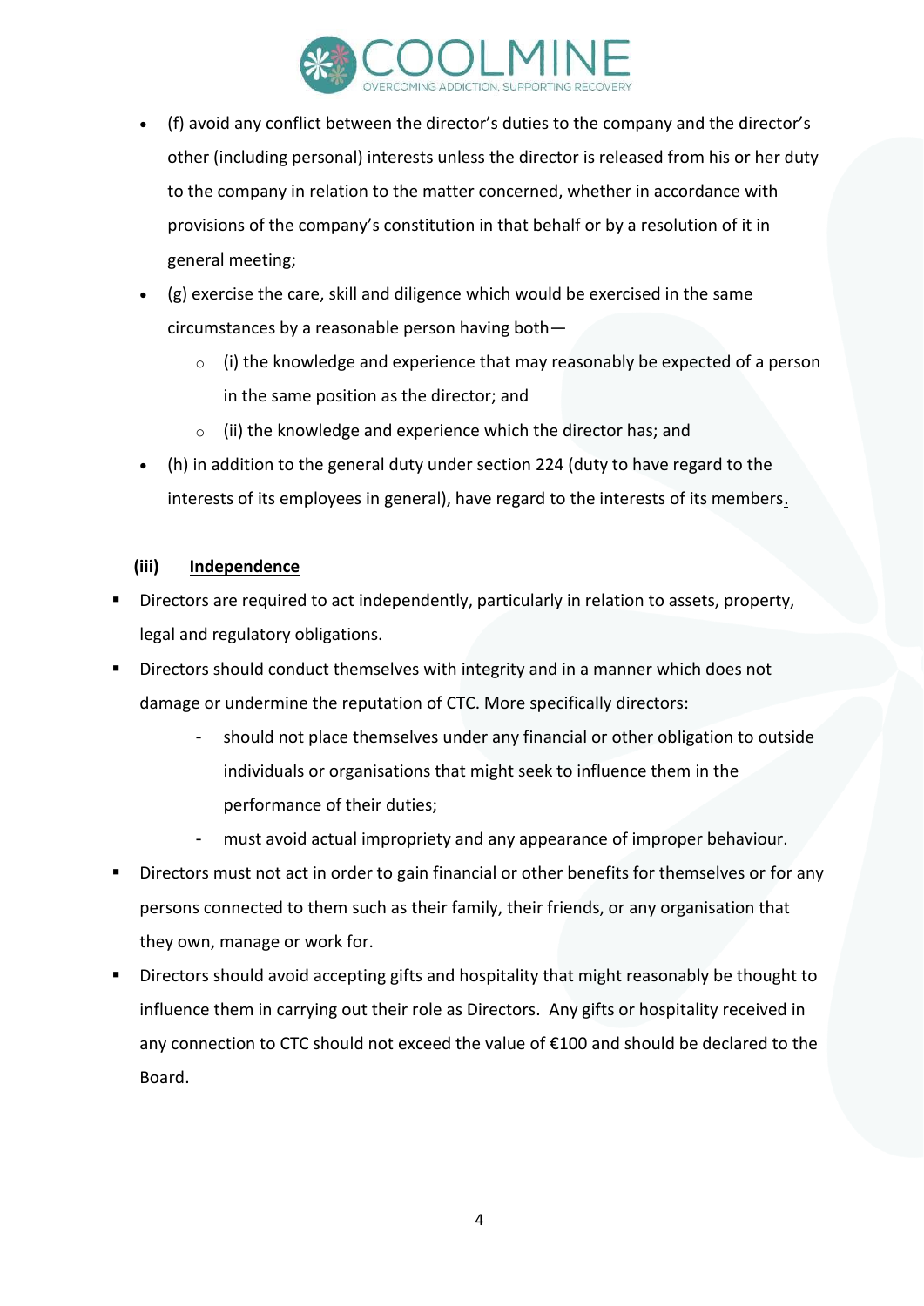- (f) avoid any conflict between the director's duties to the company and the director's other (including personal) interests unless the director is released from his or her duty to the company in relation to the matter concerned, whether in accordance with provisions of the company's constitution in that behalf or by a resolution of it in general meeting;
- (g) exercise the care, skill and diligence which would be exercised in the same circumstances by a reasonable person having both—
  - (i) the knowledge and experience that may reasonably be expected of a person in the same position as the director; and
  - (ii) the knowledge and experience which the director has; and
- (h) in addition to the general duty under section 224 (duty to have regard to the interests of its employees in general), have regard to the interests of its members.

**(iii) Independence**

- Directors are required to act independently, particularly in relation to assets, property, legal and regulatory obligations.
- Directors should conduct themselves with integrity and in a manner which does not damage or undermine the reputation of CTC. More specifically directors:
  - should not place themselves under any financial or other obligation to outside individuals or organisations that might seek to influence them in the performance of their duties;
  - must avoid actual impropriety and any appearance of improper behaviour.
- Directors must not act in order to gain financial or other benefits for themselves or for any persons connected to them such as their family, their friends, or any organisation that they own, manage or work for.
- Directors should avoid accepting gifts and hospitality that might reasonably be thought to influence them in carrying out their role as Directors. Any gifts or hospitality received in any connection to CTC should not exceed the value of €100 and should be declared to the Board.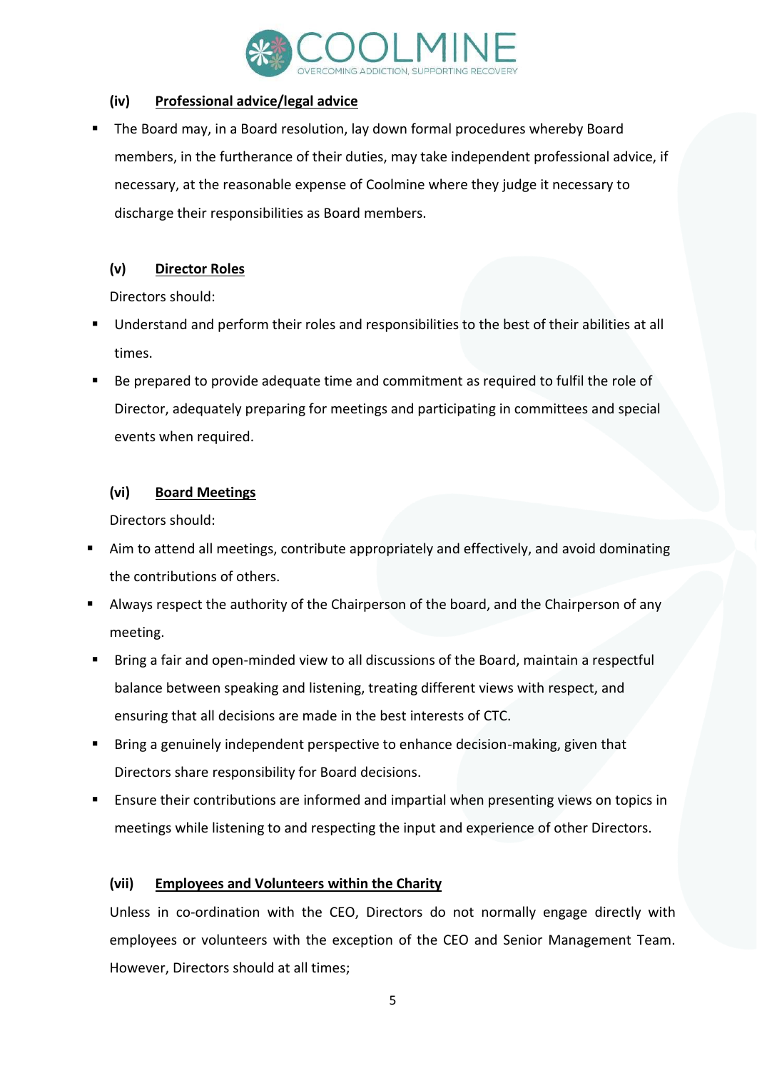### (iv) Professional advice/legal advice

- The Board may, in a Board resolution, lay down formal procedures whereby Board members, in the furtherance of their duties, may take independent professional advice, if necessary, at the reasonable expense of Coolmine where they judge it necessary to discharge their responsibilities as Board members.

### (v) Director Roles

Directors should:

- Understand and perform their roles and responsibilities to the best of their abilities at all times.
- Be prepared to provide adequate time and commitment as required to fulfil the role of Director, adequately preparing for meetings and participating in committees and special events when required.

### (vi) Board Meetings

Directors should:

- Aim to attend all meetings, contribute appropriately and effectively, and avoid dominating the contributions of others.
- Always respect the authority of the Chairperson of the board, and the Chairperson of any meeting.
- Bring a fair and open-minded view to all discussions of the Board, maintain a respectful balance between speaking and listening, treating different views with respect, and ensuring that all decisions are made in the best interests of CTC.
- Bring a genuinely independent perspective to enhance decision-making, given that Directors share responsibility for Board decisions.
- Ensure their contributions are informed and impartial when presenting views on topics in meetings while listening to and respecting the input and experience of other Directors.

### (vii) Employees and Volunteers within the Charity

Unless in co-ordination with the CEO, Directors do not normally engage directly with employees or volunteers with the exception of the CEO and Senior Management Team. However, Directors should at all times;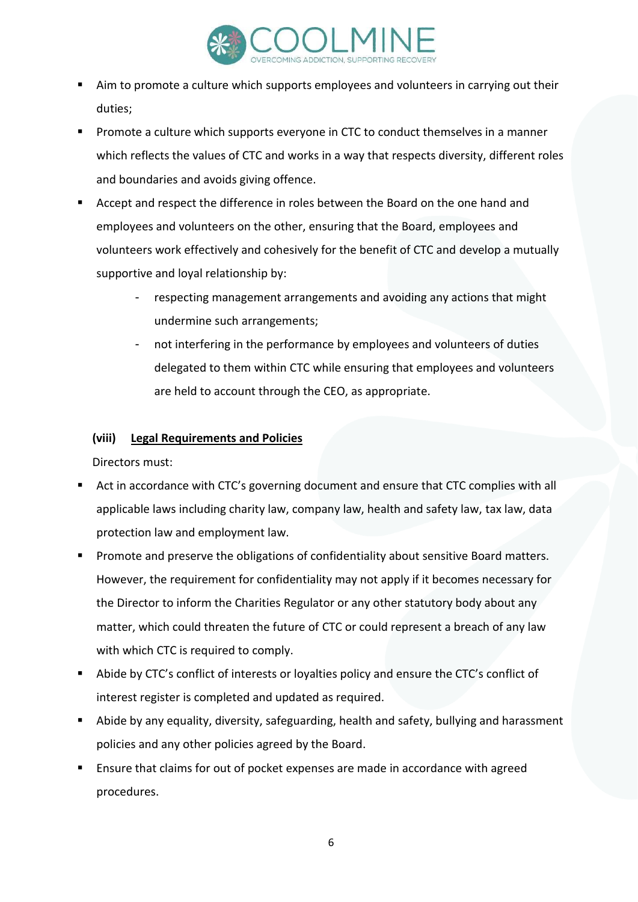- Aim to promote a culture which supports employees and volunteers in carrying out their duties;
- Promote a culture which supports everyone in CTC to conduct themselves in a manner which reflects the values of CTC and works in a way that respects diversity, different roles and boundaries and avoids giving offence.
- Accept and respect the difference in roles between the Board on the one hand and employees and volunteers on the other, ensuring that the Board, employees and volunteers work effectively and cohesively for the benefit of CTC and develop a mutually supportive and loyal relationship by:
  - respecting management arrangements and avoiding any actions that might undermine such arrangements;
  - not interfering in the performance by employees and volunteers of duties delegated to them within CTC while ensuring that employees and volunteers are held to account through the CEO, as appropriate.

**(viii) <u>Legal Requirements and Policies</u>**

Directors must:

- Act in accordance with CTC's governing document and ensure that CTC complies with all applicable laws including charity law, company law, health and safety law, tax law, data protection law and employment law.
- Promote and preserve the obligations of confidentiality about sensitive Board matters. However, the requirement for confidentiality may not apply if it becomes necessary for the Director to inform the Charities Regulator or any other statutory body about any matter, which could threaten the future of CTC or could represent a breach of any law with which CTC is required to comply.
- Abide by CTC's conflict of interests or loyalties policy and ensure the CTC's conflict of interest register is completed and updated as required.
- Abide by any equality, diversity, safeguarding, health and safety, bullying and harassment policies and any other policies agreed by the Board.
- Ensure that claims for out of pocket expenses are made in accordance with agreed procedures.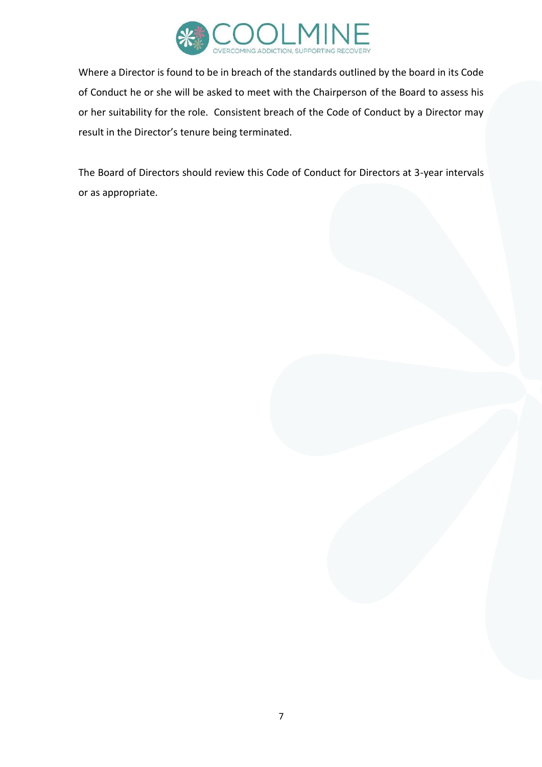Where a Director is found to be in breach of the standards outlined by the board in its Code of Conduct he or she will be asked to meet with the Chairperson of the Board to assess his or her suitability for the role. Consistent breach of the Code of Conduct by a Director may result in the Director's tenure being terminated.

The Board of Directors should review this Code of Conduct for Directors at 3-year intervals or as appropriate.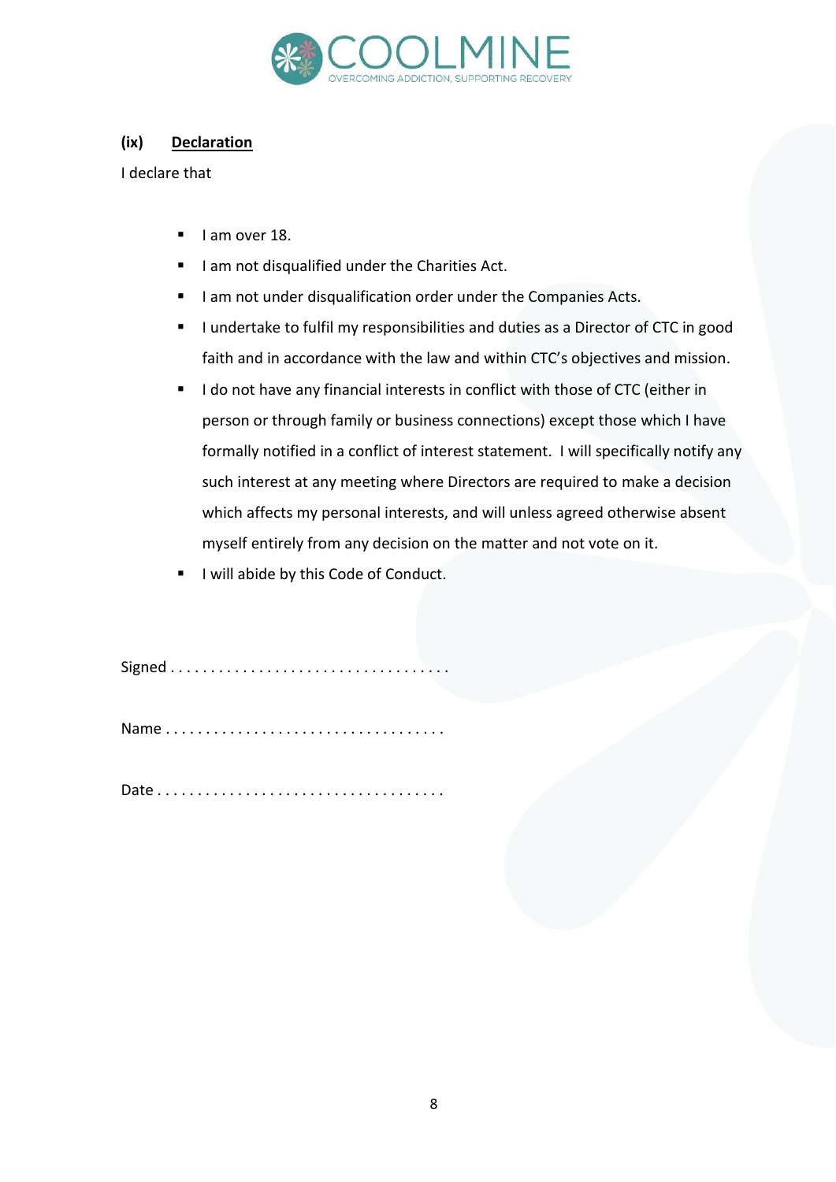### (ix) Declaration

I declare that

- I am over 18.
- I am not disqualified under the Charities Act.
- I am not under disqualification order under the Companies Acts.
- I undertake to fulfil my responsibilities and duties as a Director of CTC in good faith and in accordance with the law and within CTC's objectives and mission.
- I do not have any financial interests in conflict with those of CTC (either in person or through family or business connections) except those which I have formally notified in a conflict of interest statement. I will specifically notify any such interest at any meeting where Directors are required to make a decision which affects my personal interests, and will unless agreed otherwise absent myself entirely from any decision on the matter and not vote on it.
- I will abide by this Code of Conduct.

Signed . . . . . . . . . . . . . . . . . . . . . . . . . . . . . . . . . . .

Name . . . . . . . . . . . . . . . . . . . . . . . . . . . . . . . . . . .

Date . . . . . . . . . . . . . . . . . . . . . . . . . . . . . . . . . . .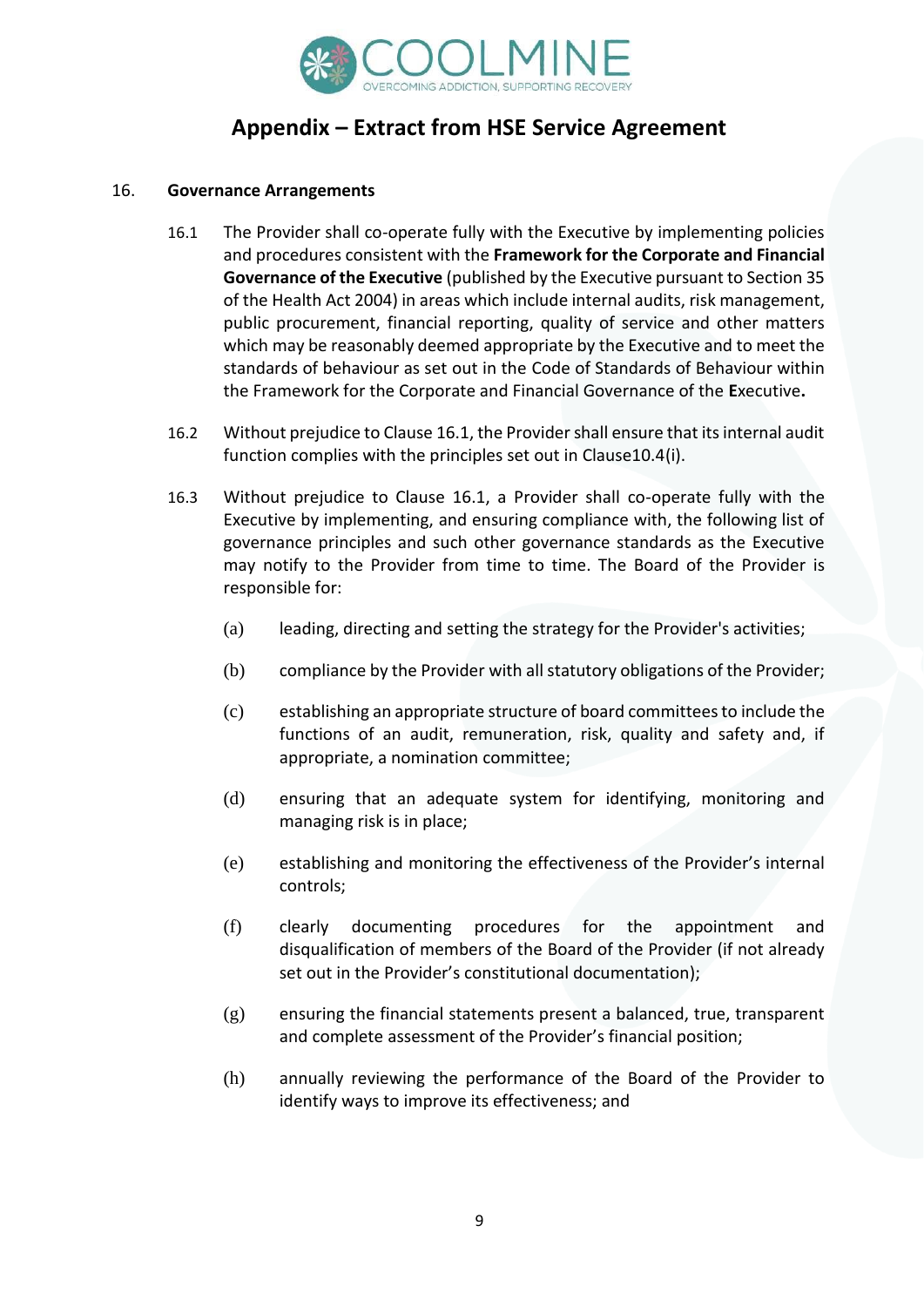# Appendix – Extract from HSE Service Agreement

16. **Governance Arrangements**

16.1 The Provider shall co-operate fully with the Executive by implementing policies and procedures consistent with the **Framework for the Corporate and Financial Governance of the Executive** (published by the Executive pursuant to Section 35 of the Health Act 2004) in areas which include internal audits, risk management, public procurement, financial reporting, quality of service and other matters which may be reasonably deemed appropriate by the Executive and to meet the standards of behaviour as set out in the Code of Standards of Behaviour within the Framework for the Corporate and Financial Governance of the **E**xecutive**.**

16.2 Without prejudice to Clause 16.1, the Provider shall ensure that its internal audit function complies with the principles set out in Clause10.4(i).

16.3 Without prejudice to Clause 16.1, a Provider shall co-operate fully with the Executive by implementing, and ensuring compliance with, the following list of governance principles and such other governance standards as the Executive may notify to the Provider from time to time. The Board of the Provider is responsible for:

(a) leading, directing and setting the strategy for the Provider's activities;

(b) compliance by the Provider with all statutory obligations of the Provider;

(c) establishing an appropriate structure of board committees to include the functions of an audit, remuneration, risk, quality and safety and, if appropriate, a nomination committee;

(d) ensuring that an adequate system for identifying, monitoring and managing risk is in place;

(e) establishing and monitoring the effectiveness of the Provider's internal controls;

(f) clearly documenting procedures for the appointment and disqualification of members of the Board of the Provider (if not already set out in the Provider's constitutional documentation);

(g) ensuring the financial statements present a balanced, true, transparent and complete assessment of the Provider's financial position;

(h) annually reviewing the performance of the Board of the Provider to identify ways to improve its effectiveness; and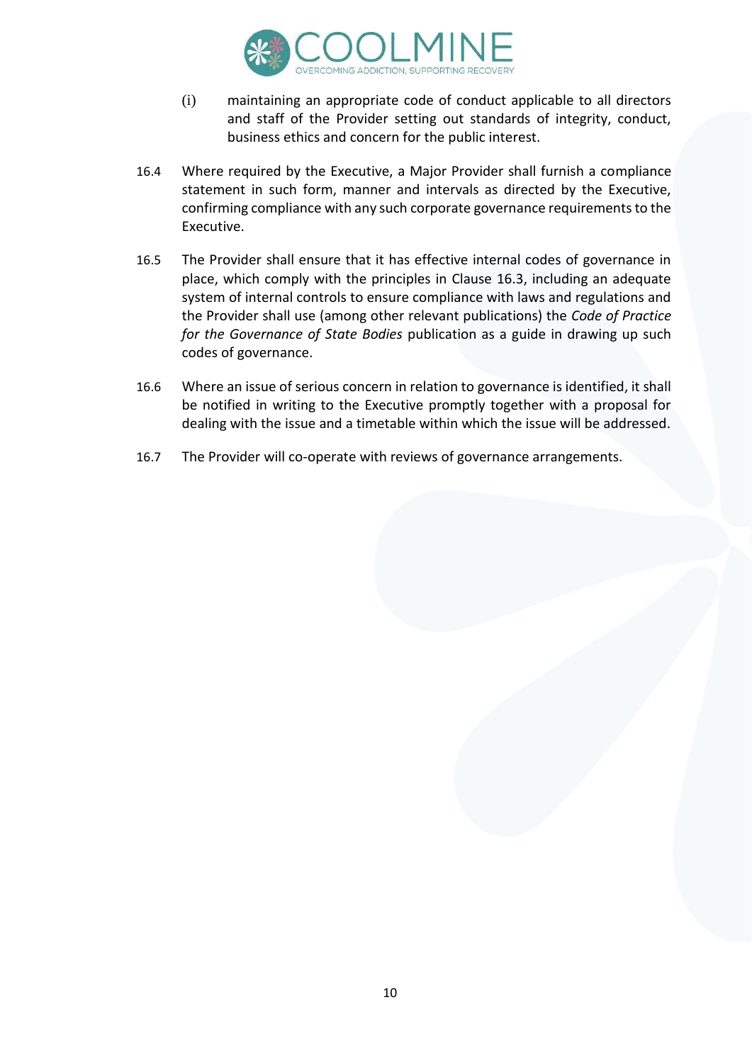(i) maintaining an appropriate code of conduct applicable to all directors and staff of the Provider setting out standards of integrity, conduct, business ethics and concern for the public interest.

16.4 Where required by the Executive, a Major Provider shall furnish a compliance statement in such form, manner and intervals as directed by the Executive, confirming compliance with any such corporate governance requirements to the Executive.

16.5 The Provider shall ensure that it has effective internal codes of governance in place, which comply with the principles in Clause 16.3, including an adequate system of internal controls to ensure compliance with laws and regulations and the Provider shall use (among other relevant publications) the *Code of Practice for the Governance of State Bodies* publication as a guide in drawing up such codes of governance.

16.6 Where an issue of serious concern in relation to governance is identified, it shall be notified in writing to the Executive promptly together with a proposal for dealing with the issue and a timetable within which the issue will be addressed.

16.7 The Provider will co-operate with reviews of governance arrangements.